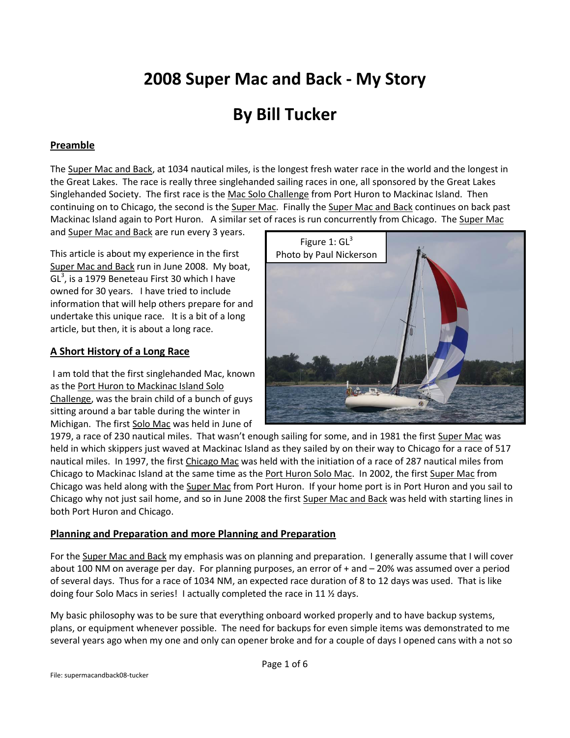# 2008 Super Mac and Back - My Story

# By Bill Tucker

## Preamble

The Super Mac and Back, at 1034 nautical miles, is the longest fresh water race in the world and the longest in the Great Lakes. The race is really three singlehanded sailing races in one, all sponsored by the Great Lakes Singlehanded Society. The first race is the Mac Solo Challenge from Port Huron to Mackinac Island. Then continuing on to Chicago, the second is the Super Mac. Finally the Super Mac and Back continues on back past Mackinac Island again to Port Huron. A similar set of races is run concurrently from Chicago. The Super Mac and Super Mac and Back are run every 3 years.

Figure 1: $GL^3$
Photo by Paul Nickerson

This article is about my experience in the first Super Mac and Back run in June 2008. My boat, $GL^3$, is a 1979 Beneteau First 30 which I have owned for 30 years. I have tried to include information that will help others prepare for and undertake this unique race. It is a bit of a long article, but then, it is about a long race.

## A Short History of a Long Race

I am told that the first singlehanded Mac, known as the Port Huron to Mackinac Island Solo Challenge, was the brain child of a bunch of guys sitting around a bar table during the winter in Michigan. The first Solo Mac was held in June of 1979, a race of 230 nautical miles. That wasn't enough sailing for some, and in 1981 the first Super Mac was held in which skippers just waved at Mackinac Island as they sailed by on their way to Chicago for a race of 517 nautical miles. In 1997, the first Chicago Mac was held with the initiation of a race of 287 nautical miles from Chicago to Mackinac Island at the same time as the Port Huron Solo Mac. In 2002, the first Super Mac from Chicago was held along with the Super Mac from Port Huron. If your home port is in Port Huron and you sail to Chicago why not just sail home, and so in June 2008 the first Super Mac and Back was held with starting lines in both Port Huron and Chicago.

## Planning and Preparation and more Planning and Preparation

For the Super Mac and Back my emphasis was on planning and preparation. I generally assume that I will cover about 100 NM on average per day. For planning purposes, an error of + and – 20% was assumed over a period of several days. Thus for a race of 1034 NM, an expected race duration of 8 to 12 days was used. That is like doing four Solo Macs in series! I actually completed the race in 11 ½ days.

My basic philosophy was to be sure that everything onboard worked properly and to have backup systems, plans, or equipment whenever possible. The need for backups for even simple items was demonstrated to me several years ago when my one and only can opener broke and for a couple of days I opened cans with a not so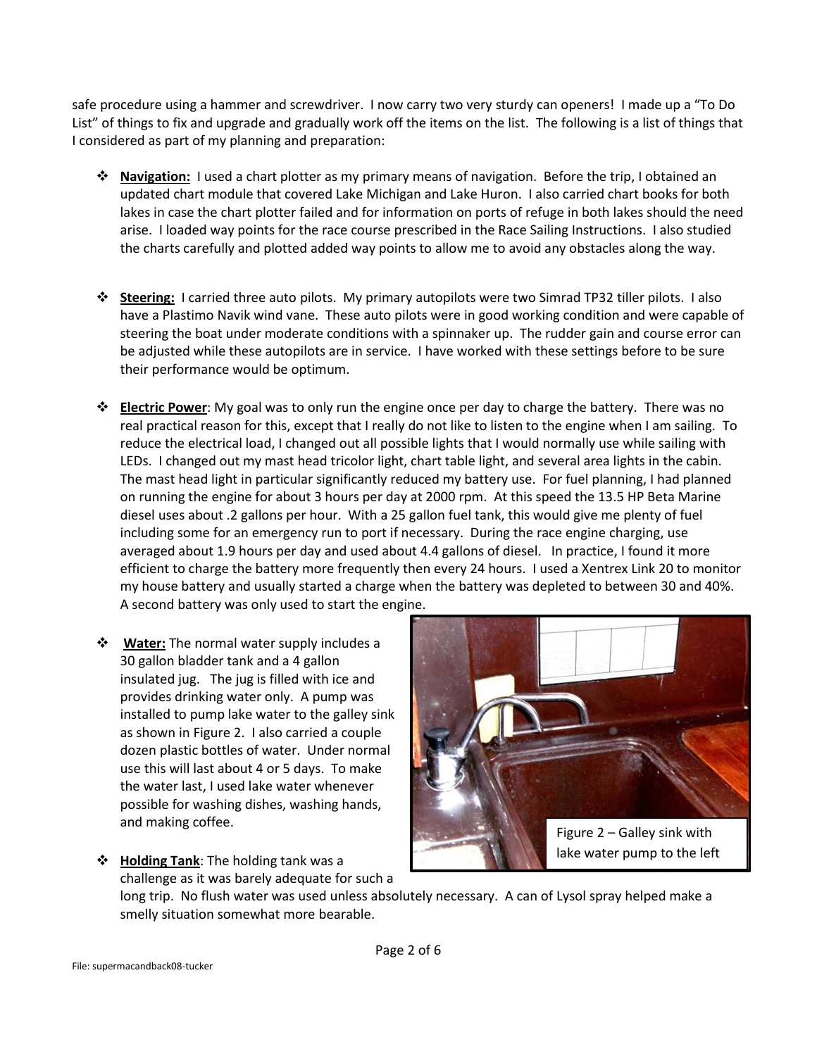safe procedure using a hammer and screwdriver. I now carry two very sturdy can openers! I made up a "To Do List" of things to fix and upgrade and gradually work off the items on the list. The following is a list of things that I considered as part of my planning and preparation:

- **Navigation:** I used a chart plotter as my primary means of navigation. Before the trip, I obtained an updated chart module that covered Lake Michigan and Lake Huron. I also carried chart books for both lakes in case the chart plotter failed and for information on ports of refuge in both lakes should the need arise. I loaded way points for the race course prescribed in the Race Sailing Instructions. I also studied the charts carefully and plotted added way points to allow me to avoid any obstacles along the way.

- **Steering:** I carried three auto pilots. My primary autopilots were two Simrad TP32 tiller pilots. I also have a Plastimo Navik wind vane. These auto pilots were in good working condition and were capable of steering the boat under moderate conditions with a spinnaker up. The rudder gain and course error can be adjusted while these autopilots are in service. I have worked with these settings before to be sure their performance would be optimum.

- **Electric Power**: My goal was to only run the engine once per day to charge the battery. There was no real practical reason for this, except that I really do not like to listen to the engine when I am sailing. To reduce the electrical load, I changed out all possible lights that I would normally use while sailing with LEDs. I changed out my mast head tricolor light, chart table light, and several area lights in the cabin. The mast head light in particular significantly reduced my battery use. For fuel planning, I had planned on running the engine for about 3 hours per day at 2000 rpm. At this speed the 13.5 HP Beta Marine diesel uses about .2 gallons per hour. With a 25 gallon fuel tank, this would give me plenty of fuel including some for an emergency run to port if necessary. During the race engine charging, use averaged about 1.9 hours per day and used about 4.4 gallons of diesel. In practice, I found it more efficient to charge the battery more frequently then every 24 hours. I used a Xentrex Link 20 to monitor my house battery and usually started a charge when the battery was depleted to between 30 and 40%. A second battery was only used to start the engine.

- **Water:** The normal water supply includes a 30 gallon bladder tank and a 4 gallon insulated jug. The jug is filled with ice and provides drinking water only. A pump was installed to pump lake water to the galley sink as shown in Figure 2. I also carried a couple dozen plastic bottles of water. Under normal use this will last about 4 or 5 days. To make the water last, I used lake water whenever possible for washing dishes, washing hands, and making coffee.

Figure 2 – Galley sink with lake water pump to the left

- **Holding Tank**: The holding tank was a challenge as it was barely adequate for such a long trip. No flush water was used unless absolutely necessary. A can of Lysol spray helped make a smelly situation somewhat more bearable.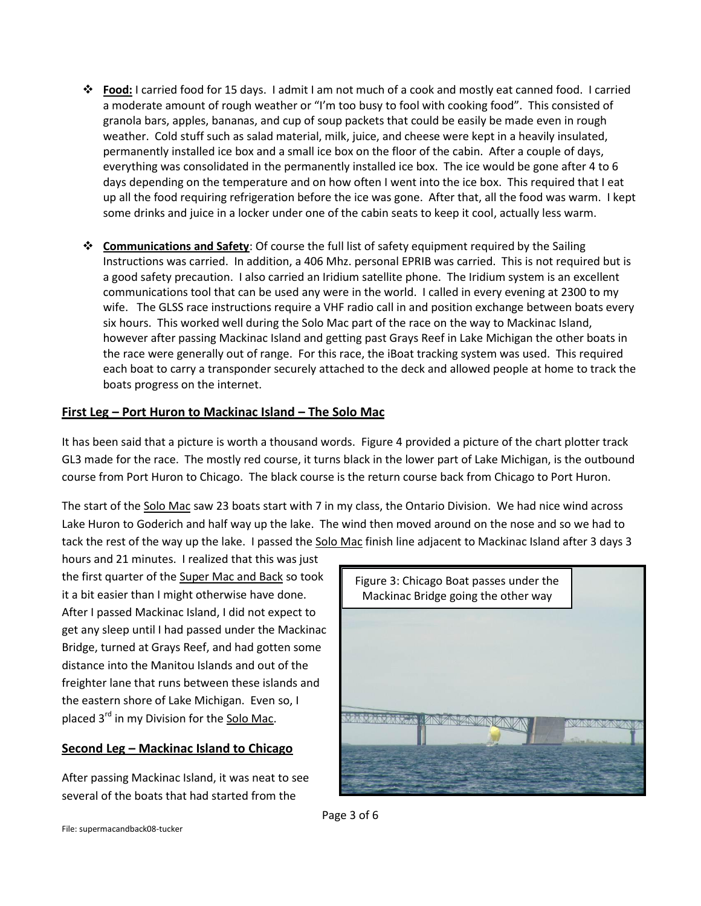- **Food:** I carried food for 15 days. I admit I am not much of a cook and mostly eat canned food. I carried a moderate amount of rough weather or "I'm too busy to fool with cooking food". This consisted of granola bars, apples, bananas, and cup of soup packets that could be easily be made even in rough weather. Cold stuff such as salad material, milk, juice, and cheese were kept in a heavily insulated, permanently installed ice box and a small ice box on the floor of the cabin. After a couple of days, everything was consolidated in the permanently installed ice box. The ice would be gone after 4 to 6 days depending on the temperature and on how often I went into the ice box. This required that I eat up all the food requiring refrigeration before the ice was gone. After that, all the food was warm. I kept some drinks and juice in a locker under one of the cabin seats to keep it cool, actually less warm.

- **Communications and Safety**: Of course the full list of safety equipment required by the Sailing Instructions was carried. In addition, a 406 Mhz. personal EPRIB was carried. This is not required but is a good safety precaution. I also carried an Iridium satellite phone. The Iridium system is an excellent communications tool that can be used any were in the world. I called in every evening at 2300 to my wife. The GLSS race instructions require a VHF radio call in and position exchange between boats every six hours. This worked well during the Solo Mac part of the race on the way to Mackinac Island, however after passing Mackinac Island and getting past Grays Reef in Lake Michigan the other boats in the race were generally out of range. For this race, the iBoat tracking system was used. This required each boat to carry a transponder securely attached to the deck and allowed people at home to track the boats progress on the internet.

## First Leg – Port Huron to Mackinac Island – The Solo Mac

It has been said that a picture is worth a thousand words. Figure 4 provided a picture of the chart plotter track GL3 made for the race. The mostly red course, it turns black in the lower part of Lake Michigan, is the outbound course from Port Huron to Chicago. The black course is the return course back from Chicago to Port Huron.

The start of the Solo Mac saw 23 boats start with 7 in my class, the Ontario Division. We had nice wind across Lake Huron to Goderich and half way up the lake. The wind then moved around on the nose and so we had to tack the rest of the way up the lake. I passed the Solo Mac finish line adjacent to Mackinac Island after 3 days 3 hours and 21 minutes. I realized that this was just the first quarter of the Super Mac and Back so took it a bit easier than I might otherwise have done. After I passed Mackinac Island, I did not expect to get any sleep until I had passed under the Mackinac Bridge, turned at Grays Reef, and had gotten some distance into the Manitou Islands and out of the freighter lane that runs between these islands and the eastern shore of Lake Michigan. Even so, I placed 3rd in my Division for the Solo Mac.

Figure 3: Chicago Boat passes under the Mackinac Bridge going the other way

## Second Leg – Mackinac Island to Chicago

After passing Mackinac Island, it was neat to see several of the boats that had started from the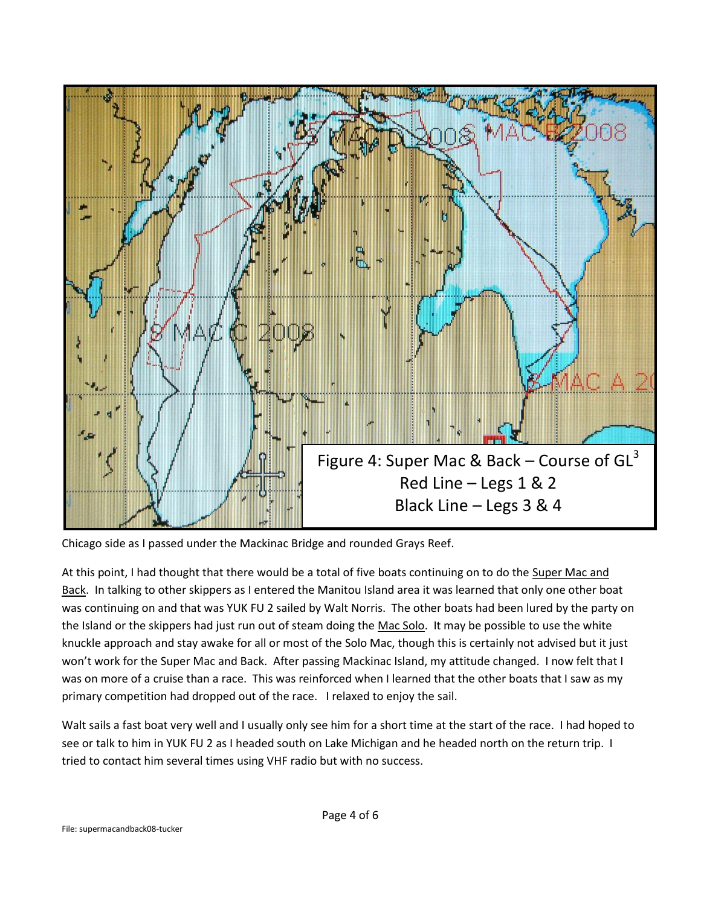Figure 4: Super Mac & Back – Course of GL[3]
Red Line – Legs 1 & 2
Black Line – Legs 3 & 4

Chicago side as I passed under the Mackinac Bridge and rounded Grays Reef.

At this point, I had thought that there would be a total of five boats continuing on to do the Super Mac and Back. In talking to other skippers as I entered the Manitou Island area it was learned that only one other boat was continuing on and that was YUK FU 2 sailed by Walt Norris. The other boats had been lured by the party on the Island or the skippers had just run out of steam doing the Mac Solo. It may be possible to use the white knuckle approach and stay awake for all or most of the Solo Mac, though this is certainly not advised but it just won't work for the Super Mac and Back. After passing Mackinac Island, my attitude changed. I now felt that I was on more of a cruise than a race. This was reinforced when I learned that the other boats that I saw as my primary competition had dropped out of the race. I relaxed to enjoy the sail.

Walt sails a fast boat very well and I usually only see him for a short time at the start of the race. I had hoped to see or talk to him in YUK FU 2 as I headed south on Lake Michigan and he headed north on the return trip. I tried to contact him several times using VHF radio but with no success.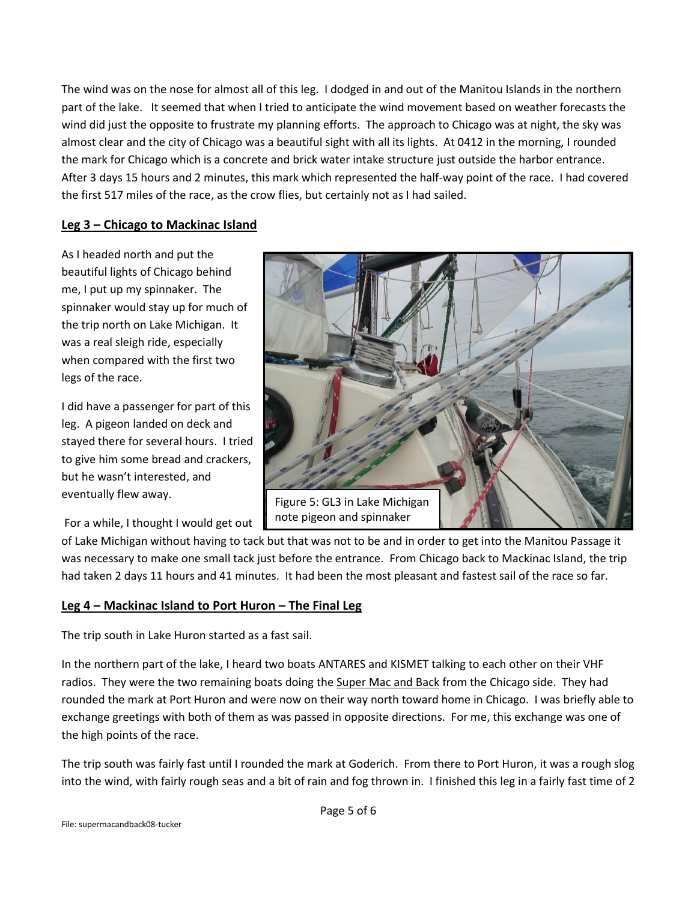The wind was on the nose for almost all of this leg. I dodged in and out of the Manitou Islands in the northern part of the lake. It seemed that when I tried to anticipate the wind movement based on weather forecasts the wind did just the opposite to frustrate my planning efforts. The approach to Chicago was at night, the sky was almost clear and the city of Chicago was a beautiful sight with all its lights. At 0412 in the morning, I rounded the mark for Chicago which is a concrete and brick water intake structure just outside the harbor entrance. After 3 days 15 hours and 2 minutes, this mark which represented the half-way point of the race. I had covered the first 517 miles of the race, as the crow flies, but certainly not as I had sailed.

## Leg 3 – Chicago to Mackinac Island

As I headed north and put the beautiful lights of Chicago behind me, I put up my spinnaker. The spinnaker would stay up for much of the trip north on Lake Michigan. It was a real sleigh ride, especially when compared with the first two legs of the race.

I did have a passenger for part of this leg. A pigeon landed on deck and stayed there for several hours. I tried to give him some bread and crackers, but he wasn't interested, and eventually flew away.

Figure 5: GL3 in Lake Michigan note pigeon and spinnaker

For a while, I thought I would get out of Lake Michigan without having to tack but that was not to be and in order to get into the Manitou Passage it was necessary to make one small tack just before the entrance. From Chicago back to Mackinac Island, the trip had taken 2 days 11 hours and 41 minutes. It had been the most pleasant and fastest sail of the race so far.

## Leg 4 – Mackinac Island to Port Huron – The Final Leg

The trip south in Lake Huron started as a fast sail.

In the northern part of the lake, I heard two boats ANTARES and KISMET talking to each other on their VHF radios. They were the two remaining boats doing the Super Mac and Back from the Chicago side. They had rounded the mark at Port Huron and were now on their way north toward home in Chicago. I was briefly able to exchange greetings with both of them as was passed in opposite directions. For me, this exchange was one of the high points of the race.

The trip south was fairly fast until I rounded the mark at Goderich. From there to Port Huron, it was a rough slog into the wind, with fairly rough seas and a bit of rain and fog thrown in. I finished this leg in a fairly fast time of 2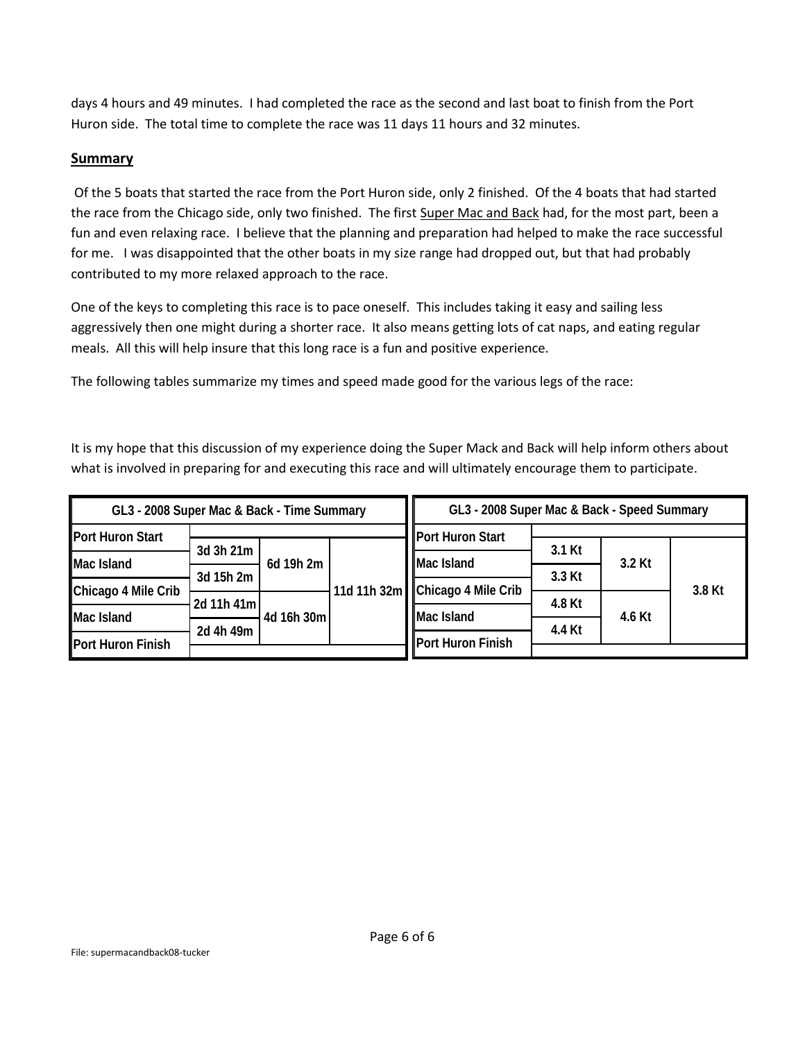days 4 hours and 49 minutes. I had completed the race as the second and last boat to finish from the Port Huron side. The total time to complete the race was 11 days 11 hours and 32 minutes.

## Summary

Of the 5 boats that started the race from the Port Huron side, only 2 finished. Of the 4 boats that had started the race from the Chicago side, only two finished. The first Super Mac and Back had, for the most part, been a fun and even relaxing race. I believe that the planning and preparation had helped to make the race successful for me. I was disappointed that the other boats in my size range had dropped out, but that had probably contributed to my more relaxed approach to the race.

One of the keys to completing this race is to pace oneself. This includes taking it easy and sailing less aggressively then one might during a shorter race. It also means getting lots of cat naps, and eating regular meals. All this will help insure that this long race is a fun and positive experience.

The following tables summarize my times and speed made good for the various legs of the race:

It is my hope that this discussion of my experience doing the Super Mack and Back will help inform others about what is involved in preparing for and executing this race and will ultimately encourage them to participate.

| GL3 - 2008 Super Mac & Back - Time Summary | | | |
|---|---|---|---|
| Port Huron Start | | | |
| | 3d 3h 21m | 6d 19h 2m | 11d 11h 32m |
| Mac Island | | | |
| | 3d 15h 2m | | |
| Chicago 4 Mile Crib | | | |
| | 2d 11h 41m | 4d 16h 30m | |
| Mac Island | | | |
| | 2d 4h 49m | | |
| Port Huron Finish | | | |

| GL3 - 2008 Super Mac & Back - Speed Summary | | | |
|---|---|---|---|
| Port Huron Start | | | |
| | 3.1 Kt | 3.2 Kt | 3.8 Kt |
| Mac Island | | | |
| | 3.3 Kt | | |
| Chicago 4 Mile Crib | | | |
| | 4.8 Kt | 4.6 Kt | |
| Mac Island | | | |
| | 4.4 Kt | | |
| Port Huron Finish | | | |

File: supermacandback08-tucker